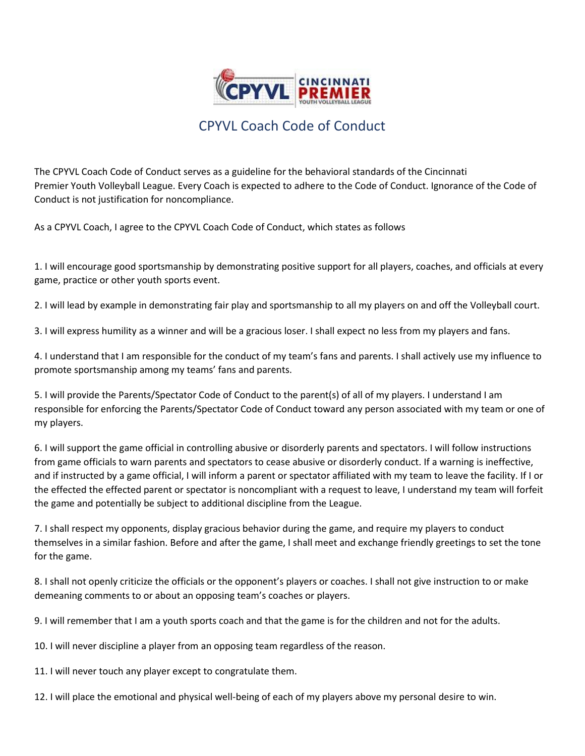# CPYVL Coach Code of Conduct

The CPYVL Coach Code of Conduct serves as a guideline for the behavioral standards of the Cincinnati Premier Youth Volleyball League. Every Coach is expected to adhere to the Code of Conduct. Ignorance of the Code of Conduct is not justification for noncompliance.

As a CPYVL Coach, I agree to the CPYVL Coach Code of Conduct, which states as follows

1. I will encourage good sportsmanship by demonstrating positive support for all players, coaches, and officials at every game, practice or other youth sports event.

2. I will lead by example in demonstrating fair play and sportsmanship to all my players on and off the Volleyball court.

3. I will express humility as a winner and will be a gracious loser. I shall expect no less from my players and fans.

4. I understand that I am responsible for the conduct of my team's fans and parents. I shall actively use my influence to promote sportsmanship among my teams' fans and parents.

5. I will provide the Parents/Spectator Code of Conduct to the parent(s) of all of my players. I understand I am responsible for enforcing the Parents/Spectator Code of Conduct toward any person associated with my team or one of my players.

6. I will support the game official in controlling abusive or disorderly parents and spectators. I will follow instructions from game officials to warn parents and spectators to cease abusive or disorderly conduct. If a warning is ineffective, and if instructed by a game official, I will inform a parent or spectator affiliated with my team to leave the facility. If I or the effected the effected parent or spectator is noncompliant with a request to leave, I understand my team will forfeit the game and potentially be subject to additional discipline from the League.

7. I shall respect my opponents, display gracious behavior during the game, and require my players to conduct themselves in a similar fashion. Before and after the game, I shall meet and exchange friendly greetings to set the tone for the game.

8. I shall not openly criticize the officials or the opponent's players or coaches. I shall not give instruction to or make demeaning comments to or about an opposing team's coaches or players.

9. I will remember that I am a youth sports coach and that the game is for the children and not for the adults.

10. I will never discipline a player from an opposing team regardless of the reason.

11. I will never touch any player except to congratulate them.

12. I will place the emotional and physical well-being of each of my players above my personal desire to win.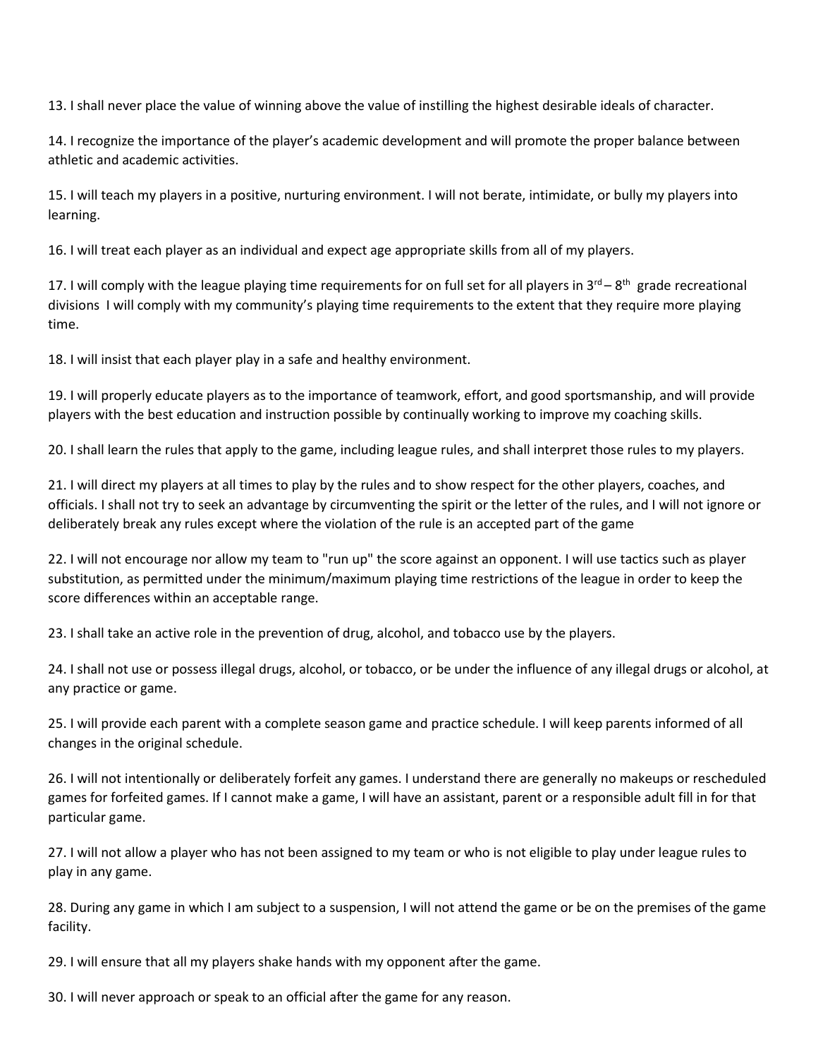13. I shall never place the value of winning above the value of instilling the highest desirable ideals of character.

14. I recognize the importance of the player's academic development and will promote the proper balance between athletic and academic activities.

15. I will teach my players in a positive, nurturing environment. I will not berate, intimidate, or bully my players into learning.

16. I will treat each player as an individual and expect age appropriate skills from all of my players.

17. I will comply with the league playing time requirements for on full set for all players in 3rd – 8th grade recreational divisions I will comply with my community's playing time requirements to the extent that they require more playing time.

18. I will insist that each player play in a safe and healthy environment.

19. I will properly educate players as to the importance of teamwork, effort, and good sportsmanship, and will provide players with the best education and instruction possible by continually working to improve my coaching skills.

20. I shall learn the rules that apply to the game, including league rules, and shall interpret those rules to my players.

21. I will direct my players at all times to play by the rules and to show respect for the other players, coaches, and officials. I shall not try to seek an advantage by circumventing the spirit or the letter of the rules, and I will not ignore or deliberately break any rules except where the violation of the rule is an accepted part of the game

22. I will not encourage nor allow my team to "run up" the score against an opponent. I will use tactics such as player substitution, as permitted under the minimum/maximum playing time restrictions of the league in order to keep the score differences within an acceptable range.

23. I shall take an active role in the prevention of drug, alcohol, and tobacco use by the players.

24. I shall not use or possess illegal drugs, alcohol, or tobacco, or be under the influence of any illegal drugs or alcohol, at any practice or game.

25. I will provide each parent with a complete season game and practice schedule. I will keep parents informed of all changes in the original schedule.

26. I will not intentionally or deliberately forfeit any games. I understand there are generally no makeups or rescheduled games for forfeited games. If I cannot make a game, I will have an assistant, parent or a responsible adult fill in for that particular game.

27. I will not allow a player who has not been assigned to my team or who is not eligible to play under league rules to play in any game.

28. During any game in which I am subject to a suspension, I will not attend the game or be on the premises of the game facility.

29. I will ensure that all my players shake hands with my opponent after the game.

30. I will never approach or speak to an official after the game for any reason.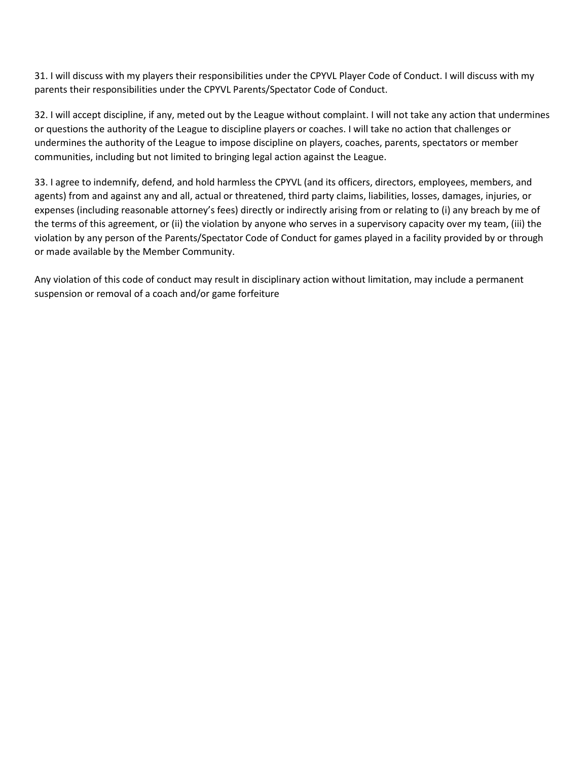31. I will discuss with my players their responsibilities under the CPYVL Player Code of Conduct. I will discuss with my parents their responsibilities under the CPYVL Parents/Spectator Code of Conduct.

32. I will accept discipline, if any, meted out by the League without complaint. I will not take any action that undermines or questions the authority of the League to discipline players or coaches. I will take no action that challenges or undermines the authority of the League to impose discipline on players, coaches, parents, spectators or member communities, including but not limited to bringing legal action against the League.

33. I agree to indemnify, defend, and hold harmless the CPYVL (and its officers, directors, employees, members, and agents) from and against any and all, actual or threatened, third party claims, liabilities, losses, damages, injuries, or expenses (including reasonable attorney's fees) directly or indirectly arising from or relating to (i) any breach by me of the terms of this agreement, or (ii) the violation by anyone who serves in a supervisory capacity over my team, (iii) the violation by any person of the Parents/Spectator Code of Conduct for games played in a facility provided by or through or made available by the Member Community.

Any violation of this code of conduct may result in disciplinary action without limitation, may include a permanent suspension or removal of a coach and/or game forfeiture